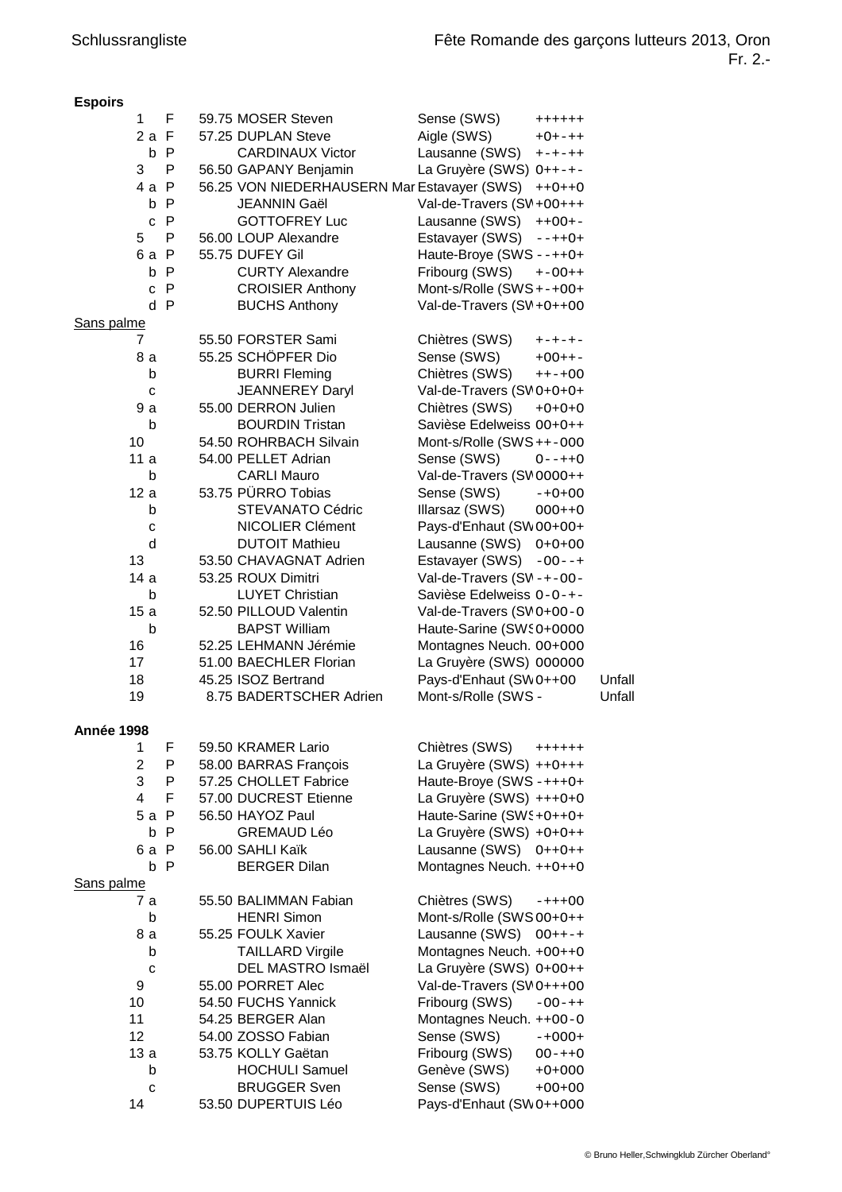Schlussrangliste

Fête Romande des garçons lutteurs 2013, Oron
Fr. 2.-

**Espoirs**

| Rang | | Points | Nom | Club | Résultats | Remarque |
|---|---|---|---|---|---|---|
| 1 | F | 59.75 | MOSER Steven | Sense (SWS) | ++++++ | |
| 2 a | F | 57.25 | DUPLAN Steve | Aigle (SWS) | +0+-++ | |
| b | P | | CARDINAUX Victor | Lausanne (SWS) | +-+-++ | |
| 3 | P | 56.50 | GAPANY Benjamin | La Gruyère (SWS) | 0++-+- | |
| 4 a | P | 56.25 | VON NIEDERHAUSERN Mar | Estavayer (SWS) | ++0++0 | |
| b | P | | JEANNIN Gaël | Val-de-Travers (SW | +00+++ | |
| c | P | | GOTTOFREY Luc | Lausanne (SWS) | ++00+- | |
| 5 | P | 56.00 | LOUP Alexandre | Estavayer (SWS) | --++0+ | |
| 6 a | P | 55.75 | DUFEY Gil | Haute-Broye (SWS | --++0+ | |
| b | P | | CURTY Alexandre | Fribourg (SWS) | +-00++ | |
| c | P | | CROISIER Anthony | Mont-s/Rolle (SWS | +-+00+ | |
| d | P | | BUCHS Anthony | Val-de-Travers (SW | +0++00 | |
| Sans palme | | | | | | |
| 7 | | 55.50 | FORSTER Sami | Chiètres (SWS) | +-+-+- | |
| 8 a | | 55.25 | SCHÖPFER Dio | Sense (SWS) | +00++- | |
| b | | | BURRI Fleming | Chiètres (SWS) | ++-+00 | |
| c | | | JEANNEREY Daryl | Val-de-Travers (SW | 0+0+0+ | |
| 9 a | | 55.00 | DERRON Julien | Chiètres (SWS) | +0+0+0 | |
| b | | | BOURDIN Tristan | Savièse Edelweiss | 00+0++ | |
| 10 | | 54.50 | ROHRBACH Silvain | Mont-s/Rolle (SWS | ++-000 | |
| 11 a | | 54.00 | PELLET Adrian | Sense (SWS) | 0--++0 | |
| b | | | CARLI Mauro | Val-de-Travers (SW | 0000++ | |
| 12 a | | 53.75 | PÜRRO Tobias | Sense (SWS) | -+0+00 | |
| b | | | STEVANATO Cédric | Illarsaz (SWS) | 000++0 | |
| c | | | NICOLIER Clément | Pays-d'Enhaut (SW | 00+00+ | |
| d | | | DUTOIT Mathieu | Lausanne (SWS) | 0+0+00 | |
| 13 | | 53.50 | CHAVAGNAT Adrien | Estavayer (SWS) | -00--+ | |
| 14 a | | 53.25 | ROUX Dimitri | Val-de-Travers (SW | -+-00- | |
| b | | | LUYET Christian | Savièse Edelweiss | 0-0-+- | |
| 15 a | | 52.50 | PILLOUD Valentin | Val-de-Travers (SW | 0+00-0 | |
| b | | | BAPST William | Haute-Sarine (SWS | 0+0000 | |
| 16 | | 52.25 | LEHMANN Jérémie | Montagnes Neuch. | 00+000 | |
| 17 | | 51.00 | BAECHLER Florian | La Gruyère (SWS) | 000000 | |
| 18 | | 45.25 | ISOZ Bertrand | Pays-d'Enhaut (SW | 0++00 | Unfall |
| 19 | | 8.75 | BADERTSCHER Adrien | Mont-s/Rolle (SWS | - | Unfall |

**Année 1998**

| Rang | | Points | Nom | Club | Résultats |
|---|---|---|---|---|---|
| 1 | F | 59.50 | KRAMER Lario | Chiètres (SWS) | ++++++ |
| 2 | P | 58.00 | BARRAS François | La Gruyère (SWS) | ++0+++ |
| 3 | P | 57.25 | CHOLLET Fabrice | Haute-Broye (SWS | -+++0+ |
| 4 | F | 57.00 | DUCREST Etienne | La Gruyère (SWS) | +++0+0 |
| 5 a | P | 56.50 | HAYOZ Paul | Haute-Sarine (SWS | +0++0+ |
| b | P | | GREMAUD Léo | La Gruyère (SWS) | +0+0++ |
| 6 a | P | 56.00 | SAHLI Kaïk | Lausanne (SWS) | 0++0++ |
| b | P | | BERGER Dilan | Montagnes Neuch. | ++0++0 |
| Sans palme | | | | | |
| 7 a | | 55.50 | BALIMMAN Fabian | Chiètres (SWS) | -+++00 |
| b | | | HENRI Simon | Mont-s/Rolle (SWS | 00+0++ |
| 8 a | | 55.25 | FOULK Xavier | Lausanne (SWS) | 00++-+ |
| b | | | TAILLARD Virgile | Montagnes Neuch. | +00++0 |
| c | | | DEL MASTRO Ismaël | La Gruyère (SWS) | 0+00++ |
| 9 | | 55.00 | PORRET Alec | Val-de-Travers (SW | 0+++00 |
| 10 | | 54.50 | FUCHS Yannick | Fribourg (SWS) | -00-++ |
| 11 | | 54.25 | BERGER Alan | Montagnes Neuch. | ++00-0 |
| 12 | | 54.00 | ZOSSO Fabian | Sense (SWS) | -+000+ |
| 13 a | | 53.75 | KOLLY Gaëtan | Fribourg (SWS) | 00-++0 |
| b | | | HOCHULI Samuel | Genève (SWS) | +0+000 |
| c | | | BRUGGER Sven | Sense (SWS) | +00+00 |
| 14 | | 53.50 | DUPERTUIS Léo | Pays-d'Enhaut (SW | 0++000 |

© Bruno Heller,Schwingklub Zürcher Oberland°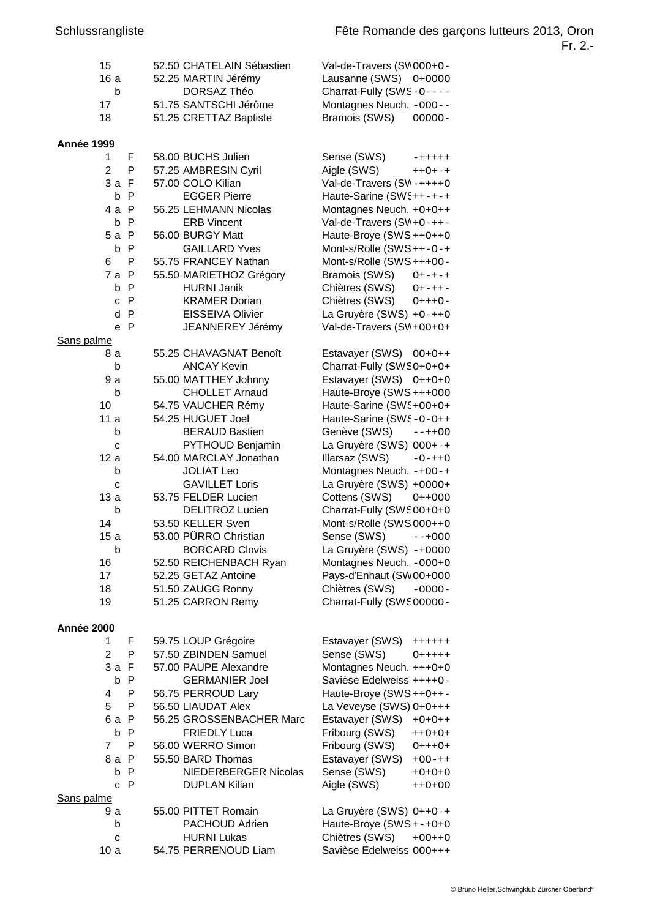Schlussrangliste

Fête Romande des garçons lutteurs 2013, Oron
Fr. 2.-

| Rang | | Points | Nom | Club | Résultats |
|---|---|---|---|---|---|
| 15 | | 52.50 | CHATELAIN Sébastien | Val-de-Travers (SW | 000+0- |
| 16 a | | 52.25 | MARTIN Jérémy | Lausanne (SWS) | 0+0000 |
| b | | | DORSAZ Théo | Charrat-Fully (SWS | -0---- |
| 17 | | 51.75 | SANTSCHI Jérôme | Montagnes Neuch. | -000-- |
| 18 | | 51.25 | CRETTAZ Baptiste | Bramois (SWS) | 00000- |

**Année 1999**

| Rang | | Points | Nom | Club | Résultats |
|---|---|---|---|---|---|
| 1 | F | 58.00 | BUCHS Julien | Sense (SWS) | -+++++ |
| 2 | P | 57.25 | AMBRESIN Cyril | Aigle (SWS) | ++0+-+ |
| 3 a | F | 57.00 | COLO Kilian | Val-de-Travers (SW | -++++0 |
| b | P | | EGGER Pierre | Haute-Sarine (SWS | ++-+-+ |
| 4 a | P | 56.25 | LEHMANN Nicolas | Montagnes Neuch. | +0+0++ |
| b | P | | ERB Vincent | Val-de-Travers (SW | +0-++- |
| 5 a | P | 56.00 | BURGY Matt | Haute-Broye (SWS | ++0++0 |
| b | P | | GAILLARD Yves | Mont-s/Rolle (SWS | ++-0-+ |
| 6 | P | 55.75 | FRANCEY Nathan | Mont-s/Rolle (SWS | +++00- |
| 7 a | P | 55.50 | MARIETHOZ Grégory | Bramois (SWS) | 0+-+-+ |
| b | P | | HURNI Janik | Chiètres (SWS) | 0+-++- |
| c | P | | KRAMER Dorian | Chiètres (SWS) | 0+++0- |
| d | P | | EISSEIVA Olivier | La Gruyère (SWS) | +0-++0 |
| e | P | | JEANNEREY Jérémy | Val-de-Travers (SW | +00+0+ |
| Sans palme | | | | | |
| 8 a | | 55.25 | CHAVAGNAT Benoît | Estavayer (SWS) | 00+0++ |
| b | | | ANCAY Kevin | Charrat-Fully (SWS | 0+0+0+ |
| 9 a | | 55.00 | MATTHEY Johnny | Estavayer (SWS) | 0++0+0 |
| b | | | CHOLLET Arnaud | Haute-Broye (SWS | +++000 |
| 10 | | 54.75 | VAUCHER Rémy | Haute-Sarine (SWS | +00+0+ |
| 11 a | | 54.25 | HUGUET Joel | Haute-Sarine (SWS | -0-0++ |
| b | | | BERAUD Bastien | Genève (SWS) | --++00 |
| c | | | PYTHOUD Benjamin | La Gruyère (SWS) | 000+-+ |
| 12 a | | 54.00 | MARCLAY Jonathan | Illarsaz (SWS) | -0-++0 |
| b | | | JOLIAT Leo | Montagnes Neuch. | -+00-+ |
| c | | | GAVILLET Loris | La Gruyère (SWS) | +0000+ |
| 13 a | | 53.75 | FELDER Lucien | Cottens (SWS) | 0++000 |
| b | | | DELITROZ Lucien | Charrat-Fully (SWS | 00+0+0 |
| 14 | | 53.50 | KELLER Sven | Mont-s/Rolle (SWS | 000++0 |
| 15 a | | 53.00 | PÜRRO Christian | Sense (SWS) | --+000 |
| b | | | BORCARD Clovis | La Gruyère (SWS) | -+0000 |
| 16 | | 52.50 | REICHENBACH Ryan | Montagnes Neuch. | -000+0 |
| 17 | | 52.25 | GETAZ Antoine | Pays-d'Enhaut (SW | 00+000 |
| 18 | | 51.50 | ZAUGG Ronny | Chiètres (SWS) | -0000- |
| 19 | | 51.25 | CARRON Remy | Charrat-Fully (SWS | 00000- |

**Année 2000**

| Rang | | Points | Nom | Club | Résultats |
|---|---|---|---|---|---|
| 1 | F | 59.75 | LOUP Grégoire | Estavayer (SWS) | ++++++ |
| 2 | P | 57.50 | ZBINDEN Samuel | Sense (SWS) | 0+++++ |
| 3 a | F | 57.00 | PAUPE Alexandre | Montagnes Neuch. | +++0+0 |
| b | P | | GERMANIER Joel | Savièse Edelweiss | ++++0- |
| 4 | P | 56.75 | PERROUD Lary | Haute-Broye (SWS | ++0++- |
| 5 | P | 56.50 | LIAUDAT Alex | La Veveyse (SWS) | 0+0+++ |
| 6 a | P | 56.25 | GROSSENBACHER Marc | Estavayer (SWS) | +0+0++ |
| b | P | | FRIEDLY Luca | Fribourg (SWS) | ++0+0+ |
| 7 | P | 56.00 | WERRO Simon | Fribourg (SWS) | 0+++0+ |
| 8 a | P | 55.50 | BARD Thomas | Estavayer (SWS) | +00-++ |
| b | P | | NIEDERBERGER Nicolas | Sense (SWS) | +0+0+0 |
| c | P | | DUPLAN Kilian | Aigle (SWS) | ++0+00 |
| Sans palme | | | | | |
| 9 a | | 55.00 | PITTET Romain | La Gruyère (SWS) | 0++0-+ |
| b | | | PACHOUD Adrien | Haute-Broye (SWS | +-+0+0 |
| c | | | HURNI Lukas | Chiètres (SWS) | +00++0 |
| 10 a | | 54.75 | PERRENOUD Liam | Savièse Edelweiss | 000+++ |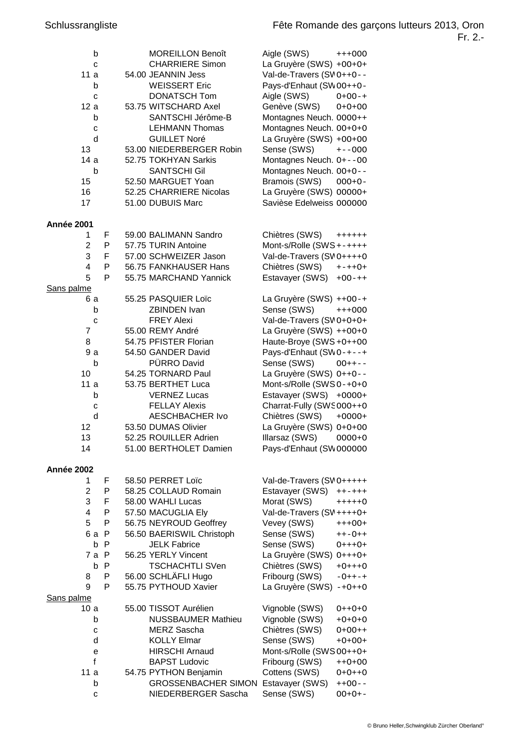| Rang | | Points | Nom | Club | Résultats |
|---|---|---|---|---|---|
| b | | | MOREILLON Benoît | Aigle (SWS) | +++000 |
| c | | | CHARRIERE Simon | La Gruyère (SWS) | +00+0+ |
| 11 a | | 54.00 | JEANNIN Jess | Val-de-Travers (SW | 0++0-- |
| b | | | WEISSERT Eric | Pays-d'Enhaut (SW | 00++0- |
| c | | | DONATSCH Tom | Aigle (SWS) | 0+00-+ |
| 12 a | | 53.75 | WITSCHARD Axel | Genève (SWS) | 0+0+00 |
| b | | | SANTSCHI Jérôme-B | Montagnes Neuch. | 0000++ |
| c | | | LEHMANN Thomas | Montagnes Neuch. | 00+0+0 |
| d | | | GUILLET Noré | La Gruyère (SWS) | +00+00 |
| 13 | | 53.00 | NIEDERBERGER Robin | Sense (SWS) | +--000 |
| 14 a | | 52.75 | TOKHYAN Sarkis | Montagnes Neuch. | 0+--00 |
| b | | | SANTSCHI Gil | Montagnes Neuch. | 00+0-- |
| 15 | | 52.50 | MARGUET Yoan | Bramois (SWS) | 000+0- |
| 16 | | 52.25 | CHARRIERE Nicolas | La Gruyère (SWS) | 00000+ |
| 17 | | 51.00 | DUBUIS Marc | Savièse Edelweiss | 000000 |

**Année 2001**

| Rang | | Points | Nom | Club | Résultats |
|---|---|---|---|---|---|
| 1 | F | 59.00 | BALIMANN Sandro | Chiètres (SWS) | ++++++ |
| 2 | P | 57.75 | TURIN Antoine | Mont-s/Rolle (SWS | +-++++ |
| 3 | F | 57.00 | SCHWEIZER Jason | Val-de-Travers (SW | 0++++0 |
| 4 | P | 56.75 | FANKHAUSER Hans | Chiètres (SWS) | +-++0+ |
| 5 | P | 55.75 | MARCHAND Yannick | Estavayer (SWS) | +00-++ |
| Sans palme | | | | | |
| 6 a | | 55.25 | PASQUIER Loïc | La Gruyère (SWS) | ++00-+ |
| b | | | ZBINDEN Ivan | Sense (SWS) | +++000 |
| c | | | FREY Alexi | Val-de-Travers (SW | 0+0+0+ |
| 7 | | 55.00 | REMY André | La Gruyère (SWS) | ++00+0 |
| 8 | | 54.75 | PFISTER Florian | Haute-Broye (SWS | +0++00 |
| 9 a | | 54.50 | GANDER David | Pays-d'Enhaut (SW | 0-+--+ |
| b | | | PÜRRO David | Sense (SWS) | 00++-- |
| 10 | | 54.25 | TORNARD Paul | La Gruyère (SWS) | 0++0-- |
| 11 a | | 53.75 | BERTHET Luca | Mont-s/Rolle (SWS | 0-+0+0 |
| b | | | VERNEZ Lucas | Estavayer (SWS) | +0000+ |
| c | | | FELLAY Alexis | Charrat-Fully (SWS | 000++0 |
| d | | | AESCHBACHER Ivo | Chiètres (SWS) | +0000+ |
| 12 | | 53.50 | DUMAS Olivier | La Gruyère (SWS) | 0+0+00 |
| 13 | | 52.25 | ROUILLER Adrien | Illarsaz (SWS) | 0000+0 |
| 14 | | 51.00 | BERTHOLET Damien | Pays-d'Enhaut (SW | 000000 |

**Année 2002**

| Rang | | Points | Nom | Club | Résultats |
|---|---|---|---|---|---|
| 1 | F | 58.50 | PERRET Loïc | Val-de-Travers (SW | 0+++++ |
| 2 | P | 58.25 | COLLAUD Romain | Estavayer (SWS) | ++-+++ |
| 3 | F | 58.00 | WAHLI Lucas | Morat (SWS) | +++++0 |
| 4 | P | 57.50 | MACUGLIA Ely | Val-de-Travers (SW | ++++0+ |
| 5 | P | 56.75 | NEYROUD Geoffrey | Vevey (SWS) | +++00+ |
| 6 a | P | 56.50 | BAERISWIL Christoph | Sense (SWS) | ++-0++ |
| b | P | | JELK Fabrice | Sense (SWS) | 0+++0+ |
| 7 a | P | 56.25 | YERLY Vincent | La Gruyère (SWS) | 0+++0+ |
| b | P | | TSCHACHTLI SVen | Chiètres (SWS) | +0+++0 |
| 8 | P | 56.00 | SCHLÄFLI Hugo | Fribourg (SWS) | -0++-+ |
| 9 | P | 55.75 | PYTHOUD Xavier | La Gruyère (SWS) | -+0++0 |
| Sans palme | | | | | |
| 10 a | | 55.00 | TISSOT Aurélien | Vignoble (SWS) | 0++0+0 |
| b | | | NUSSBAUMER Mathieu | Vignoble (SWS) | +0+0+0 |
| c | | | MERZ Sascha | Chiètres (SWS) | 0+00++ |
| d | | | KOLLY Elmar | Sense (SWS) | +0+00+ |
| e | | | HIRSCHI Arnaud | Mont-s/Rolle (SWS | 00++0+ |
| f | | | BAPST Ludovic | Fribourg (SWS) | ++0+00 |
| 11 a | | 54.75 | PYTHON Benjamin | Cottens (SWS) | 0+0++0 |
| b | | | GROSSENBACHER SIMON | Estavayer (SWS) | ++00-- |
| c | | | NIEDERBERGER Sascha | Sense (SWS) | 00+0+- |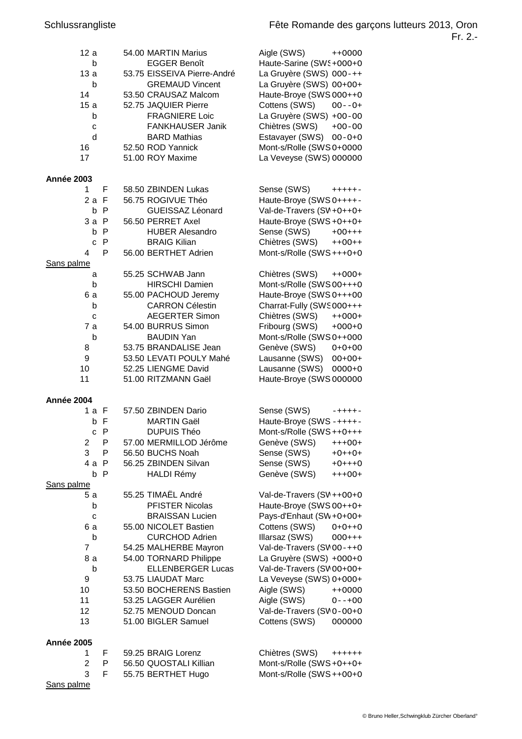| Rang | | Points | Nom | Club | Résultats |
|---|---|---|---|---|---|
| 12 a | | 54.00 | MARTIN Marius | Aigle (SWS) | ++0000 |
| b | | | EGGER Benoît | Haute-Sarine (SWS | +000+0 |
| 13 a | | 53.75 | EISSEIVA Pierre-André | La Gruyère (SWS) | 000--++ |
| b | | | GREMAUD Vincent | La Gruyère (SWS) | 00+00+ |
| 14 | | 53.50 | CRAUSAZ Malcom | Haute-Broye (SWS | 000++0 |
| 15 a | | 52.75 | JAQUIER Pierre | Cottens (SWS) | 00--0+ |
| b | | | FRAGNIERE Loic | La Gruyère (SWS) | +00-00 |
| c | | | FANKHAUSER Janik | Chiètres (SWS) | +00-00 |
| d | | | BARD Mathias | Estavayer (SWS) | 00-0+0 |
| 16 | | 52.50 | ROD Yannick | Mont-s/Rolle (SWS | 0+0000 |
| 17 | | 51.00 | ROY Maxime | La Veveyse (SWS) | 000000 |

**Année 2003**

| Rang | | Points | Nom | Club | Résultats |
|---|---|---|---|---|---|
| 1 | F | 58.50 | ZBINDEN Lukas | Sense (SWS) | +++++- |
| 2 a | F | 56.75 | ROGIVUE Théo | Haute-Broye (SWS | 0++++- |
| b | P | | GUEISSAZ Léonard | Val-de-Travers (SW | +0++0+ |
| 3 a | P | 56.50 | PERRET Axel | Haute-Broye (SWS | +0++0+ |
| b | P | | HUBER Alesandro | Sense (SWS) | +00+++ |
| c | P | | BRAIG Kilian | Chiètres (SWS) | ++00++ |
| 4 | P | 56.00 | BERTHET Adrien | Mont-s/Rolle (SWS | +++0+0 |

Sans palme

| Rang | | Points | Nom | Club | Résultats |
|---|---|---|---|---|---|
| a | | 55.25 | SCHWAB Jann | Chiètres (SWS) | ++000+ |
| b | | | HIRSCHI Damien | Mont-s/Rolle (SWS | 00+++0 |
| 6 a | | 55.00 | PACHOUD Jeremy | Haute-Broye (SWS | 0+++00 |
| b | | | CARRON Célestin | Charrat-Fully (SWS | 000+++ |
| c | | | AEGERTER Simon | Chiètres (SWS) | ++000+ |
| 7 a | | 54.00 | BURRUS Simon | Fribourg (SWS) | +000+0 |
| b | | | BAUDIN Yan | Mont-s/Rolle (SWS | 0++000 |
| 8 | | 53.75 | BRANDALISE Jean | Genève (SWS) | 0+0+00 |
| 9 | | 53.50 | LEVATI POULY Mahé | Lausanne (SWS) | 00+00+ |
| 10 | | 52.25 | LIENGME David | Lausanne (SWS) | 0000+0 |
| 11 | | 51.00 | RITZMANN Gaël | Haute-Broye (SWS | 000000 |

**Année 2004**

| Rang | | Points | Nom | Club | Résultats |
|---|---|---|---|---|---|
| 1 a | F | 57.50 | ZBINDEN Dario | Sense (SWS) | -++++- |
| b | F | | MARTIN Gaël | Haute-Broye (SWS | -++++- |
| c | P | | DUPUIS Théo | Mont-s/Rolle (SWS | ++0+++ |
| 2 | P | 57.00 | MERMILLOD Jérôme | Genève (SWS) | +++00+ |
| 3 | P | 56.50 | BUCHS Noah | Sense (SWS) | +0++0+ |
| 4 a | P | 56.25 | ZBINDEN Silvan | Sense (SWS) | +0+++0 |
| b | P | | HALDI Rémy | Genève (SWS) | +++00+ |

Sans palme

| Rang | | Points | Nom | Club | Résultats |
|---|---|---|---|---|---|
| 5 a | | 55.25 | TIMAËL André | Val-de-Travers (SW | ++00+0 |
| b | | | PFISTER Nicolas | Haute-Broye (SWS | 00++0+ |
| c | | | BRAISSAN Lucien | Pays-d'Enhaut (SW | +0+00+ |
| 6 a | | 55.00 | NICOLET Bastien | Cottens (SWS) | 0+0++0 |
| b | | | CURCHOD Adrien | Illarsaz (SWS) | 000+++ |
| 7 | | 54.25 | MALHERBE Mayron | Val-de-Travers (SW | 00-++0 |
| 8 a | | 54.00 | TORNARD Philippe | La Gruyère (SWS) | +000+0 |
| b | | | ELLENBERGER Lucas | Val-de-Travers (SW | 00+00+ |
| 9 | | 53.75 | LIAUDAT Marc | La Veveyse (SWS) | 0+000+ |
| 10 | | 53.50 | BOCHERENS Bastien | Aigle (SWS) | ++0000 |
| 11 | | 53.25 | LAGGER Aurélien | Aigle (SWS) | 0--+00 |
| 12 | | 52.75 | MENOUD Doncan | Val-de-Travers (SW | 0-00+0 |
| 13 | | 51.00 | BIGLER Samuel | Cottens (SWS) | 000000 |

**Année 2005**

| Rang | | Points | Nom | Club | Résultats |
|---|---|---|---|---|---|
| 1 | F | 59.25 | BRAIG Lorenz | Chiètres (SWS) | ++++++ |
| 2 | P | 56.50 | QUOSTALI Killian | Mont-s/Rolle (SWS | +0++0+ |
| 3 | F | 55.75 | BERTHET Hugo | Mont-s/Rolle (SWS | ++00+0 |

Sans palme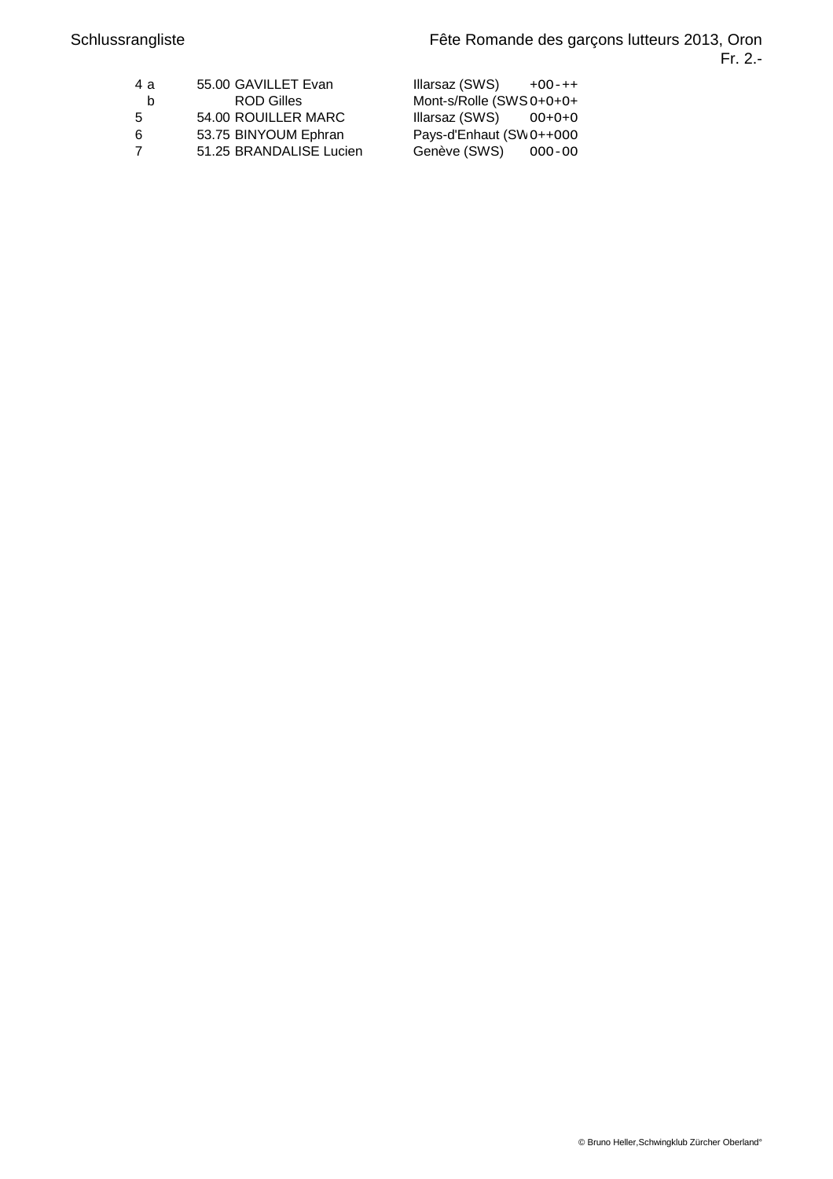| | | | | |
|---|---|---|---|---|
| 4 a | 55.00 | GAVILLET Evan | Illarsaz (SWS) | +00-++ |
| b | | ROD Gilles | Mont-s/Rolle (SWS | 0+0+0+ |
| 5 | 54.00 | ROUILLER MARC | Illarsaz (SWS) | 00+0+0 |
| 6 | 53.75 | BINYOUM Ephran | Pays-d'Enhaut (SW | 0++000 |
| 7 | 51.25 | BRANDALISE Lucien | Genève (SWS) | 000-00 |